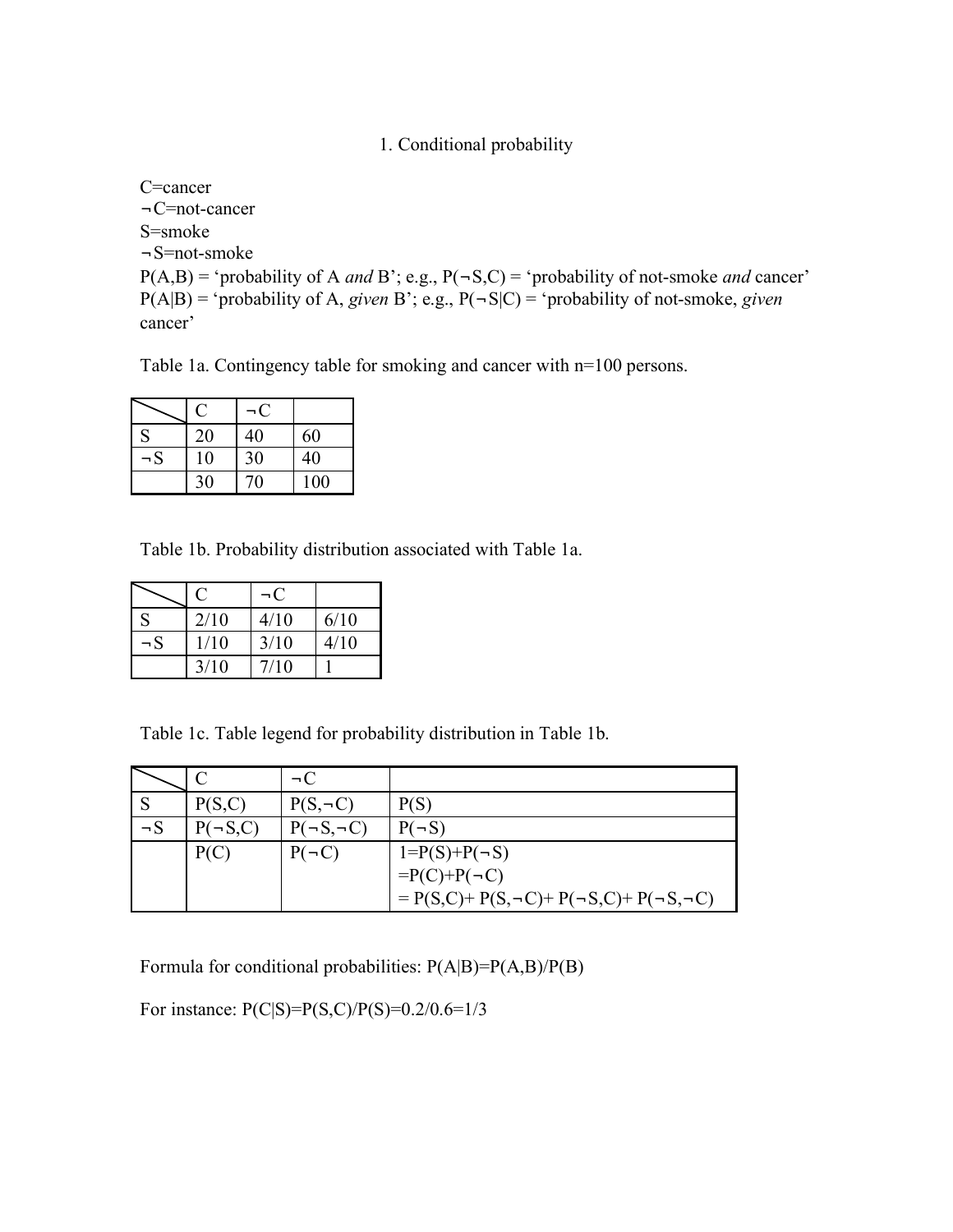# 1. Conditional probability

C=cancer
¬C=not-cancer
S=smoke
¬S=not-smoke
P(A,B) = ‘probability of A *and* B’; e.g., P(¬S,C) = ‘probability of not-smoke *and* cancer’
P(A|B) = ‘probability of A, *given* B’; e.g., P(¬S|C) = ‘probability of not-smoke, *given* cancer’

Table 1a. Contingency table for smoking and cancer with n=100 persons.

| | C | ¬C | |
|---|---|---|---|
| S | 20 | 40 | 60 |
| ¬S | 10 | 30 | 40 |
| | 30 | 70 | 100 |

Table 1b. Probability distribution associated with Table 1a.

| | C | ¬C | |
|---|---|---|---|
| S | 2/10 | 4/10 | 6/10 |
| ¬S | 1/10 | 3/10 | 4/10 |
| | 3/10 | 7/10 | 1 |

Table 1c. Table legend for probability distribution in Table 1b.

| | C | ¬C | |
|---|---|---|---|
| S | P(S,C) | P(S,¬C) | P(S) |
| ¬S | P(¬S,C) | P(¬S,¬C) | P(¬S) |
| | P(C) | P(¬C) | 1=P(S)+P(¬S) =P(C)+P(¬C) = P(S,C)+ P(S,¬C)+ P(¬S,C)+ P(¬S,¬C) |

Formula for conditional probabilities: P(A|B)=P(A,B)/P(B)

For instance: P(C|S)=P(S,C)/P(S)=0.2/0.6=1/3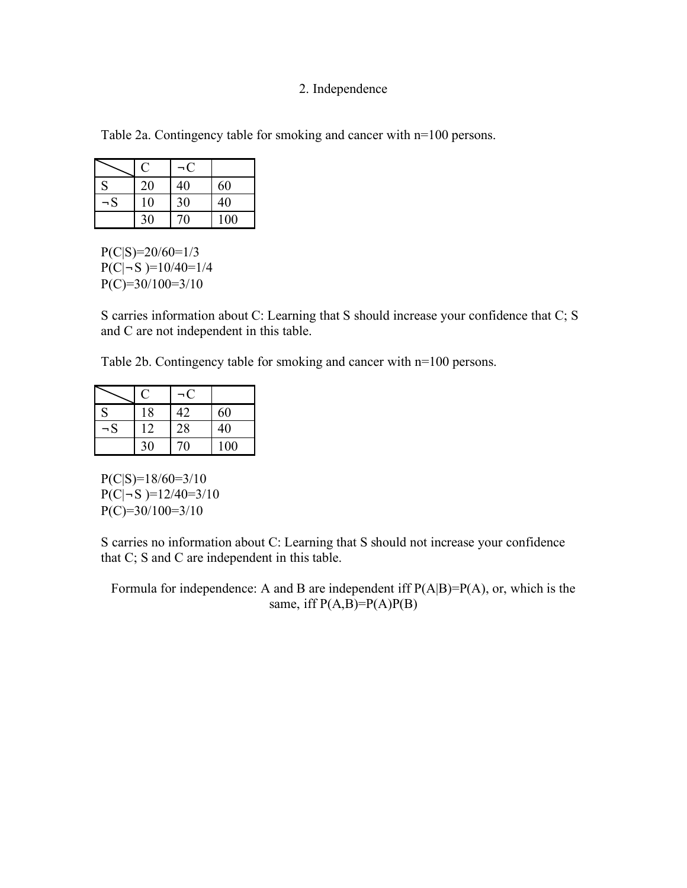## 2. Independence

Table 2a. Contingency table for smoking and cancer with n=100 persons.

| | C | ¬C | |
|---|---|---|---|
| S | 20 | 40 | 60 |
| ¬S | 10 | 30 | 40 |
| | 30 | 70 | 100 |

$P(C|S)=20/60=1/3$
$P(C|\neg S)=10/40=1/4$
$P(C)=30/100=3/10$

S carries information about C: Learning that S should increase your confidence that C; S and C are not independent in this table.

Table 2b. Contingency table for smoking and cancer with n=100 persons.

| | C | ¬C | |
|---|---|---|---|
| S | 18 | 42 | 60 |
| ¬S | 12 | 28 | 40 |
| | 30 | 70 | 100 |

$P(C|S)=18/60=3/10$
$P(C|\neg S)=12/40=3/10$
$P(C)=30/100=3/10$

S carries no information about C: Learning that S should not increase your confidence that C; S and C are independent in this table.

Formula for independence: A and B are independent iff $P(A|B)=P(A)$, or, which is the same, iff $P(A,B)=P(A)P(B)$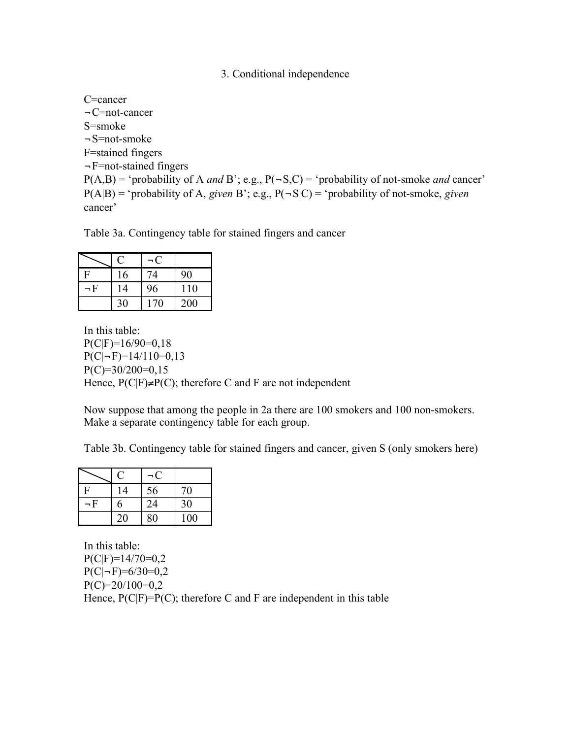### 3. Conditional independence

C=cancer
¬C=not-cancer
S=smoke
¬S=not-smoke
F=stained fingers
¬F=not-stained fingers
P(A,B) = 'probability of A *and* B'; e.g., P(¬S,C) = 'probability of not-smoke *and* cancer'
P(A|B) = 'probability of A, *given* B'; e.g., P(¬S|C) = 'probability of not-smoke, *given* cancer'

Table 3a. Contingency table for stained fingers and cancer

| | C | ¬C | |
|---|---|---|---|
| F | 16 | 74 | 90 |
| ¬F | 14 | 96 | 110 |
| | 30 | 170 | 200 |

In this table:
P(C|F)=16/90=0,18
P(C|¬F)=14/110=0,13
P(C)=30/200=0,15
Hence, P(C|F)≠P(C); therefore C and F are not independent

Now suppose that among the people in 2a there are 100 smokers and 100 non-smokers. Make a separate contingency table for each group.

Table 3b. Contingency table for stained fingers and cancer, given S (only smokers here)

| | C | ¬C | |
|---|---|---|---|
| F | 14 | 56 | 70 |
| ¬F | 6 | 24 | 30 |
| | 20 | 80 | 100 |

In this table:
P(C|F)=14/70=0,2
P(C|¬F)=6/30=0,2
P(C)=20/100=0,2
Hence, P(C|F)=P(C); therefore C and F are independent in this table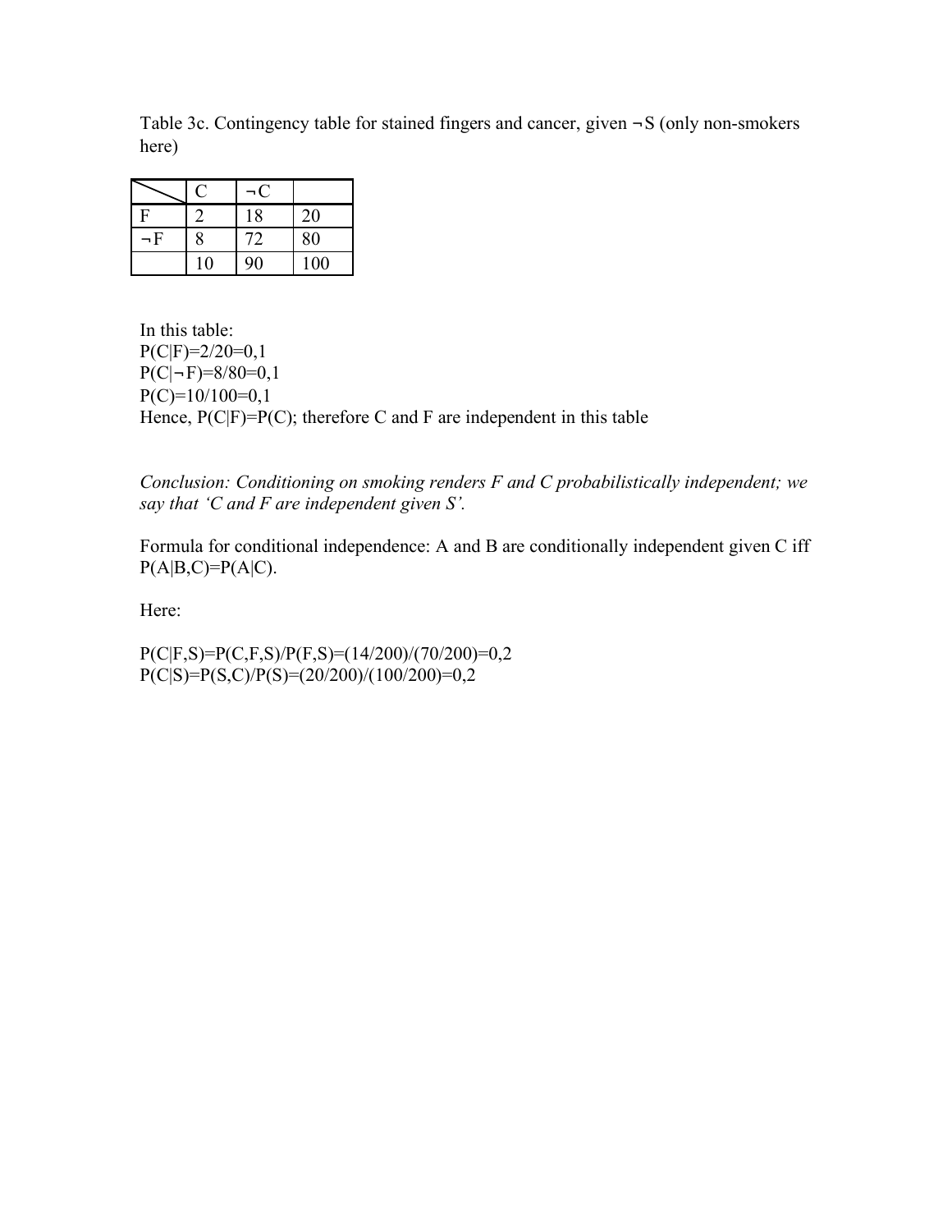Table 3c. Contingency table for stained fingers and cancer, given ¬S (only non-smokers here)

| | C | ¬C | |
|---|---|---|---|
| F | 2 | 18 | 20 |
| ¬F | 8 | 72 | 80 |
| | 10 | 90 | 100 |

In this table:
$P(C|F)=2/20=0{,}1$
$P(C|\neg F)=8/80=0{,}1$
$P(C)=10/100=0{,}1$
Hence, $P(C|F)=P(C)$; therefore C and F are independent in this table

*Conclusion: Conditioning on smoking renders F and C probabilistically independent; we say that 'C and F are independent given S'.*

Formula for conditional independence: A and B are conditionally independent given C iff $P(A|B,C)=P(A|C)$.

Here:

$P(C|F,S)=P(C,F,S)/P(F,S)=(14/200)/(70/200)=0{,}2$
$P(C|S)=P(S,C)/P(S)=(20/200)/(100/200)=0{,}2$